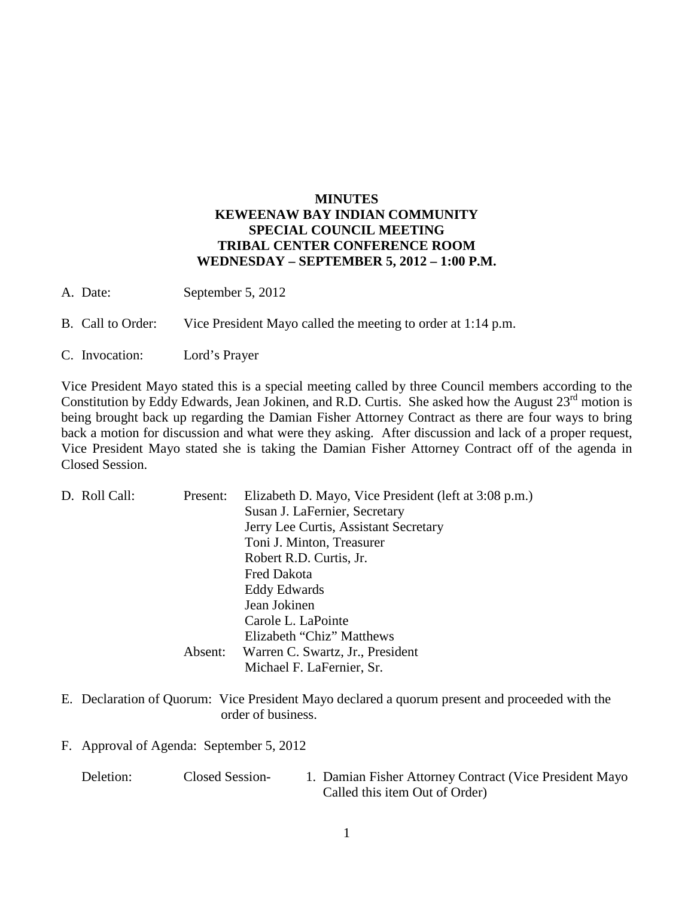**MINUTES**
**KEWEENAW BAY INDIAN COMMUNITY**
**SPECIAL COUNCIL MEETING**
**TRIBAL CENTER CONFERENCE ROOM**
**WEDNESDAY – SEPTEMBER 5, 2012 – 1:00 P.M.**

A. Date: September 5, 2012

B. Call to Order: Vice President Mayo called the meeting to order at 1:14 p.m.

C. Invocation: Lord's Prayer

Vice President Mayo stated this is a special meeting called by three Council members according to the Constitution by Eddy Edwards, Jean Jokinen, and R.D. Curtis. She asked how the August 23rd motion is being brought back up regarding the Damian Fisher Attorney Contract as there are four ways to bring back a motion for discussion and what were they asking. After discussion and lack of a proper request, Vice President Mayo stated she is taking the Damian Fisher Attorney Contract off of the agenda in Closed Session.

D. Roll Call:

Present:
- Elizabeth D. Mayo, Vice President (left at 3:08 p.m.)
- Susan J. LaFernier, Secretary
- Jerry Lee Curtis, Assistant Secretary
- Toni J. Minton, Treasurer
- Robert R.D. Curtis, Jr.
- Fred Dakota
- Eddy Edwards
- Jean Jokinen
- Carole L. LaPointe
- Elizabeth "Chiz" Matthews

Absent:
- Warren C. Swartz, Jr., President
- Michael F. LaFernier, Sr.

E. Declaration of Quorum: Vice President Mayo declared a quorum present and proceeded with the order of business.

F. Approval of Agenda: September 5, 2012

Deletion: Closed Session- 1. Damian Fisher Attorney Contract (Vice President Mayo Called this item Out of Order)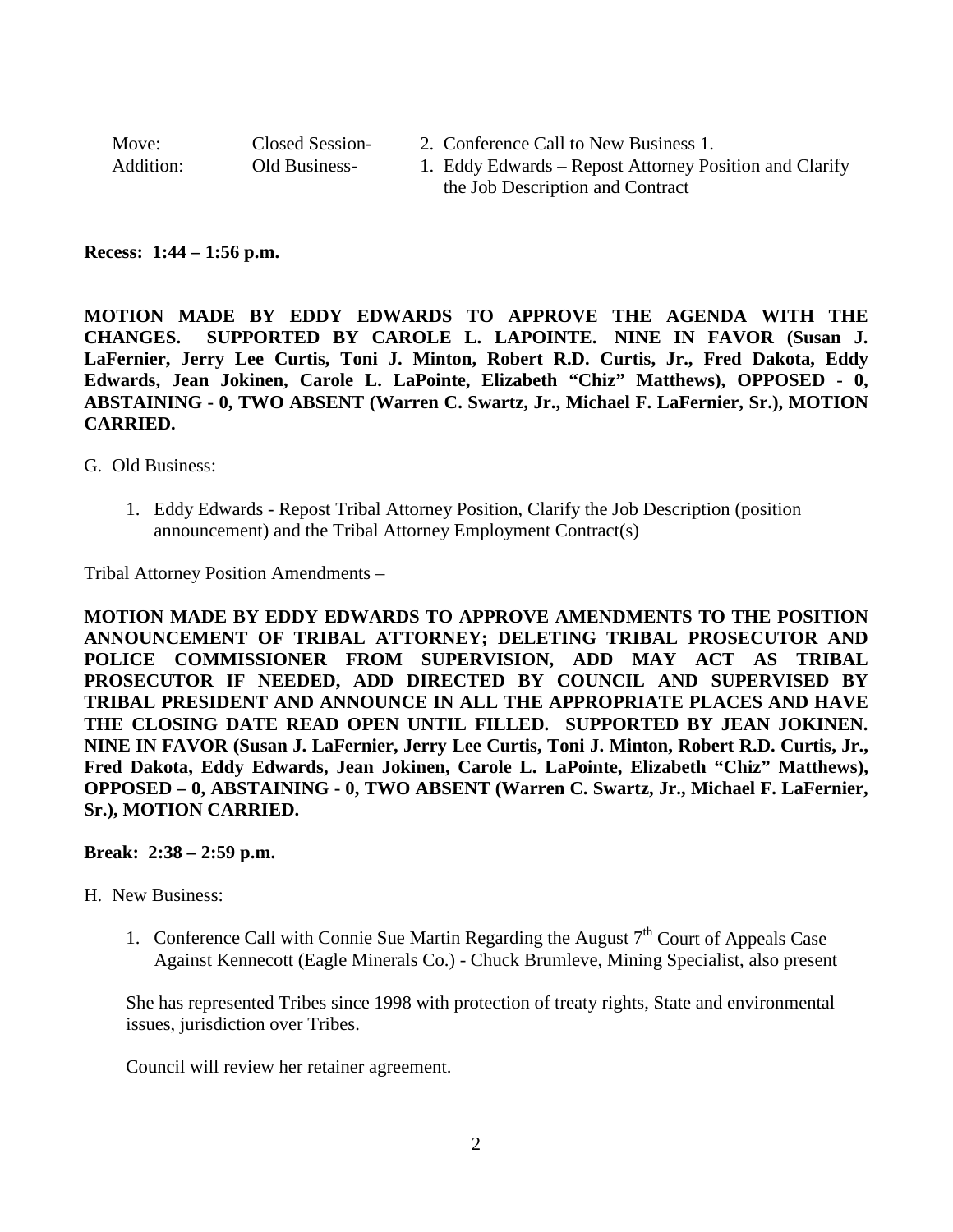| Move: | Closed Session- | 2. Conference Call to New Business 1. |
| --- | --- | --- |
| Addition: | Old Business- | 1. Eddy Edwards – Repost Attorney Position and Clarify the Job Description and Contract |

**Recess: 1:44 – 1:56 p.m.**

**MOTION MADE BY EDDY EDWARDS TO APPROVE THE AGENDA WITH THE CHANGES. SUPPORTED BY CAROLE L. LAPOINTE. NINE IN FAVOR (Susan J. LaFernier, Jerry Lee Curtis, Toni J. Minton, Robert R.D. Curtis, Jr., Fred Dakota, Eddy Edwards, Jean Jokinen, Carole L. LaPointe, Elizabeth "Chiz" Matthews), OPPOSED - 0, ABSTAINING - 0, TWO ABSENT (Warren C. Swartz, Jr., Michael F. LaFernier, Sr.), MOTION CARRIED.**

G. Old Business:

1. Eddy Edwards - Repost Tribal Attorney Position, Clarify the Job Description (position announcement) and the Tribal Attorney Employment Contract(s)

Tribal Attorney Position Amendments –

**MOTION MADE BY EDDY EDWARDS TO APPROVE AMENDMENTS TO THE POSITION ANNOUNCEMENT OF TRIBAL ATTORNEY; DELETING TRIBAL PROSECUTOR AND POLICE COMMISSIONER FROM SUPERVISION, ADD MAY ACT AS TRIBAL PROSECUTOR IF NEEDED, ADD DIRECTED BY COUNCIL AND SUPERVISED BY TRIBAL PRESIDENT AND ANNOUNCE IN ALL THE APPROPRIATE PLACES AND HAVE THE CLOSING DATE READ OPEN UNTIL FILLED. SUPPORTED BY JEAN JOKINEN. NINE IN FAVOR (Susan J. LaFernier, Jerry Lee Curtis, Toni J. Minton, Robert R.D. Curtis, Jr., Fred Dakota, Eddy Edwards, Jean Jokinen, Carole L. LaPointe, Elizabeth "Chiz" Matthews), OPPOSED – 0, ABSTAINING - 0, TWO ABSENT (Warren C. Swartz, Jr., Michael F. LaFernier, Sr.), MOTION CARRIED.**

**Break: 2:38 – 2:59 p.m.**

H. New Business:

1. Conference Call with Connie Sue Martin Regarding the August 7th Court of Appeals Case Against Kennecott (Eagle Minerals Co.) - Chuck Brumleve, Mining Specialist, also present

   She has represented Tribes since 1998 with protection of treaty rights, State and environmental issues, jurisdiction over Tribes.

   Council will review her retainer agreement.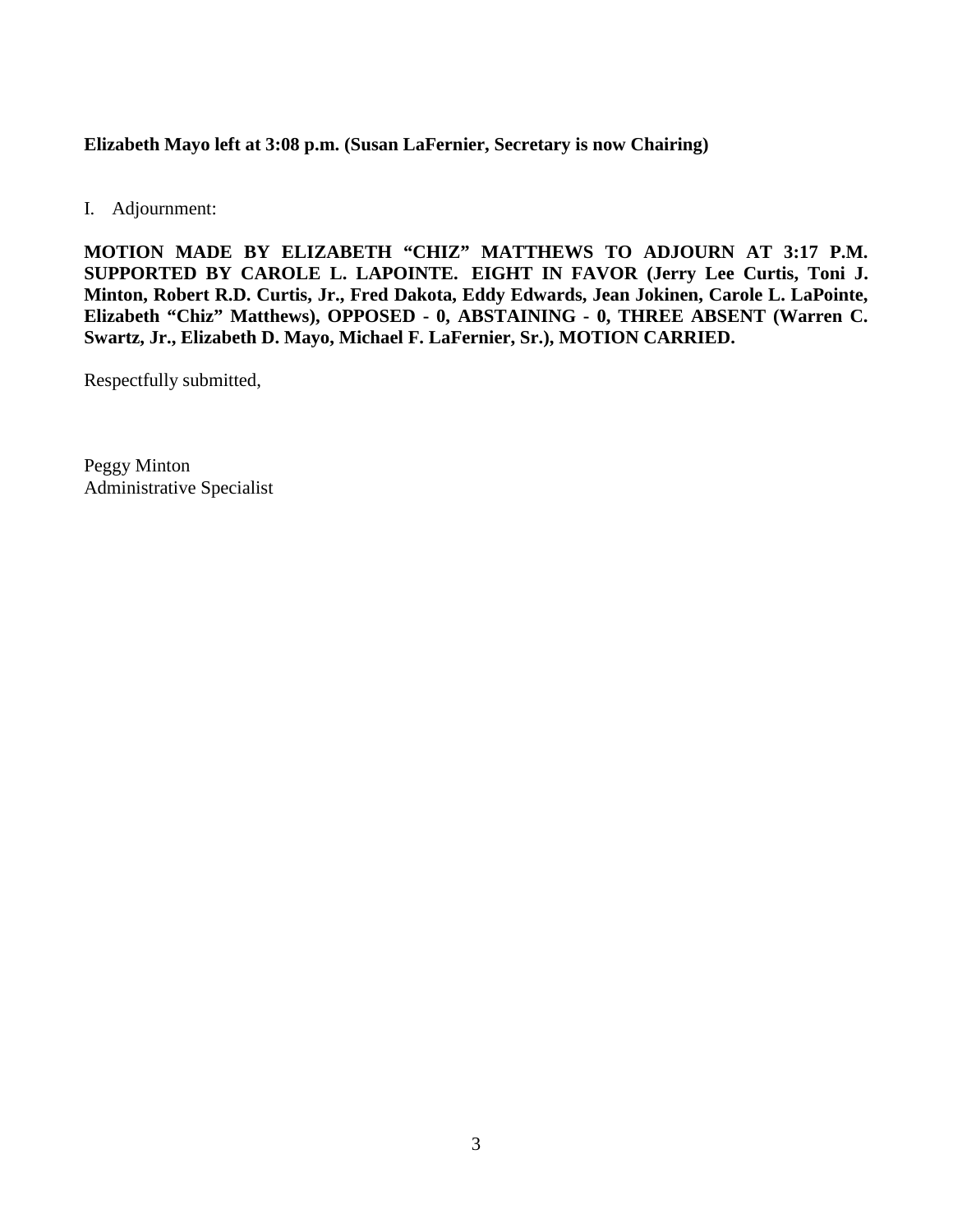**Elizabeth Mayo left at 3:08 p.m. (Susan LaFernier, Secretary is now Chairing)**

I. Adjournment:

**MOTION MADE BY ELIZABETH "CHIZ" MATTHEWS TO ADJOURN AT 3:17 P.M. SUPPORTED BY CAROLE L. LAPOINTE. EIGHT IN FAVOR (Jerry Lee Curtis, Toni J. Minton, Robert R.D. Curtis, Jr., Fred Dakota, Eddy Edwards, Jean Jokinen, Carole L. LaPointe, Elizabeth "Chiz" Matthews), OPPOSED - 0, ABSTAINING - 0, THREE ABSENT (Warren C. Swartz, Jr., Elizabeth D. Mayo, Michael F. LaFernier, Sr.), MOTION CARRIED.**

Respectfully submitted,

Peggy Minton
Administrative Specialist